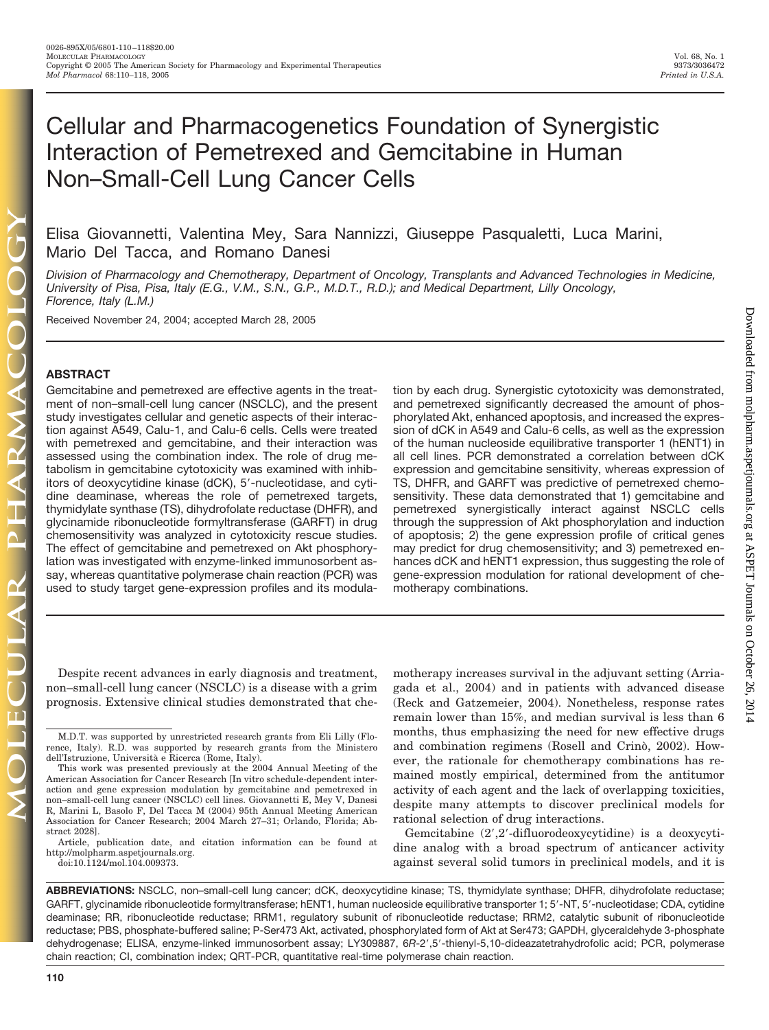# Cellular and Pharmacogenetics Foundation of Synergistic Interaction of Pemetrexed and Gemcitabine in Human Non–Small-Cell Lung Cancer Cells

Elisa Giovannetti, Valentina Mey, Sara Nannizzi, Giuseppe Pasqualetti, Luca Marini, Mario Del Tacca, and Romano Danesi

*Division of Pharmacology and Chemotherapy, Department of Oncology, Transplants and Advanced Technologies in Medicine, University of Pisa, Pisa, Italy (E.G., V.M., S.N., G.P., M.D.T., R.D.); and Medical Department, Lilly Oncology, Florence, Italy (L.M.)*

Received November 24, 2004; accepted March 28, 2005

## ABSTRACT

Gemcitabine and pemetrexed are effective agents in the treatment of non–small-cell lung cancer (NSCLC), and the present study investigates cellular and genetic aspects of their interaction against A549, Calu-1, and Calu-6 cells. Cells were treated with pemetrexed and gemcitabine, and their interaction was assessed using the combination index. The role of drug metabolism in gemcitabine cytotoxicity was examined with inhibitors of deoxycytidine kinase (dCK), 5′-nucleotidase, and cytidine deaminase, whereas the role of pemetrexed targets, thymidylate synthase (TS), dihydrofolate reductase (DHFR), and glycinamide ribonucleotide formyltransferase (GARFT) in drug chemosensitivity was analyzed in cytotoxicity rescue studies. The effect of gemcitabine and pemetrexed on Akt phosphorylation was investigated with enzyme-linked immunosorbent assay, whereas quantitative polymerase chain reaction (PCR) was used to study target gene-expression profiles and its modulation by each drug. Synergistic cytotoxicity was demonstrated, and pemetrexed significantly decreased the amount of phosphorylated Akt, enhanced apoptosis, and increased the expression of dCK in A549 and Calu-6 cells, as well as the expression of the human nucleoside equilibrative transporter 1 (hENT1) in all cell lines. PCR demonstrated a correlation between dCK expression and gemcitabine sensitivity, whereas expression of TS, DHFR, and GARFT was predictive of pemetrexed chemosensitivity. These data demonstrated that 1) gemcitabine and pemetrexed synergistically interact against NSCLC cells through the suppression of Akt phosphorylation and induction of apoptosis; 2) the gene expression profile of critical genes may predict for drug chemosensitivity; and 3) pemetrexed enhances dCK and hENT1 expression, thus suggesting the role of gene-expression modulation for rational development of chemotherapy combinations.

Despite recent advances in early diagnosis and treatment, non–small-cell lung cancer (NSCLC) is a disease with a grim prognosis. Extensive clinical studies demonstrated that chemotherapy increases survival in the adjuvant setting (Arriagada et al., 2004) and in patients with advanced disease (Reck and Gatzemeier, 2004). Nonetheless, response rates remain lower than 15%, and median survival is less than 6 months, thus emphasizing the need for new effective drugs and combination regimens (Rosell and Crinò, 2002). However, the rationale for chemotherapy combinations has remained mostly empirical, determined from the antitumor activity of each agent and the lack of overlapping toxicities, despite many attempts to discover preclinical models for rational selection of drug interactions.

Gemcitabine (2′,2′-difluorodeoxycytidine) is a deoxycytidine analog with a broad spectrum of anticancer activity against several solid tumors in preclinical models, and it is

---

M.D.T. was supported by unrestricted research grants from Eli Lilly (Florence, Italy). R.D. was supported by research grants from the Ministero dell'Istruzione, Università e Ricerca (Rome, Italy).

This work was presented previously at the 2004 Annual Meeting of the American Association for Cancer Research [In vitro schedule-dependent interaction and gene expression modulation by gemcitabine and pemetrexed in non–small-cell lung cancer (NSCLC) cell lines. Giovannetti E, Mey V, Danesi R, Marini L, Basolo F, Del Tacca M (2004) 95th Annual Meeting American Association for Cancer Research; 2004 March 27–31; Orlando, Florida; Abstract 2028].

Article, publication date, and citation information can be found at http://molpharm.aspetjournals.org.

doi:10.1124/mol.104.009373.

**ABBREVIATIONS:** NSCLC, non–small-cell lung cancer; dCK, deoxycytidine kinase; TS, thymidylate synthase; DHFR, dihydrofolate reductase; GARFT, glycinamide ribonucleotide formyltransferase; hENT1, human nucleoside equilibrative transporter 1; 5′-NT, 5′-nucleotidase; CDA, cytidine deaminase; RR, ribonucleotide reductase; RRM1, regulatory subunit of ribonucleotide reductase; RRM2, catalytic subunit of ribonucleotide reductase; PBS, phosphate-buffered saline; P-Ser473 Akt, activated, phosphorylated form of Akt at Ser473; GAPDH, glyceraldehyde 3-phosphate dehydrogenase; ELISA, enzyme-linked immunosorbent assay; LY309887, 6*R*-2′,5′-thienyl-5,10-dideazatetrahydrofolic acid; PCR, polymerase chain reaction; CI, combination index; QRT-PCR, quantitative real-time polymerase chain reaction.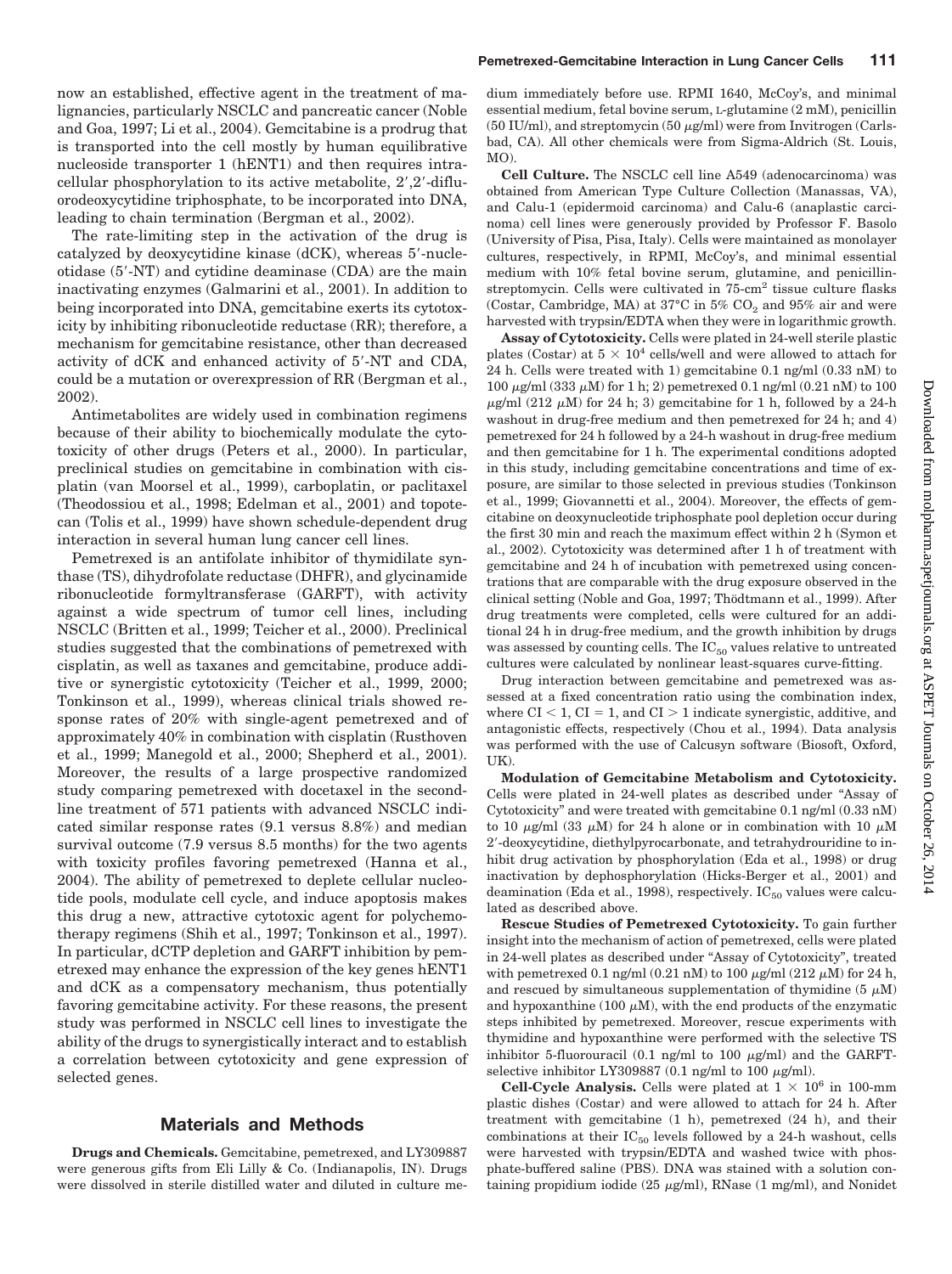now an established, effective agent in the treatment of malignancies, particularly NSCLC and pancreatic cancer (Noble and Goa, 1997; Li et al., 2004). Gemcitabine is a prodrug that is transported into the cell mostly by human equilibrative nucleoside transporter 1 (hENT1) and then requires intracellular phosphorylation to its active metabolite, 2′,2′-difluorodeoxycytidine triphosphate, to be incorporated into DNA, leading to chain termination (Bergman et al., 2002).

The rate-limiting step in the activation of the drug is catalyzed by deoxycytidine kinase (dCK), whereas 5′-nucleotidase (5′-NT) and cytidine deaminase (CDA) are the main inactivating enzymes (Galmarini et al., 2001). In addition to being incorporated into DNA, gemcitabine exerts its cytotoxicity by inhibiting ribonucleotide reductase (RR); therefore, a mechanism for gemcitabine resistance, other than decreased activity of dCK and enhanced activity of 5′-NT and CDA, could be a mutation or overexpression of RR (Bergman et al., 2002).

Antimetabolites are widely used in combination regimens because of their ability to biochemically modulate the cytotoxicity of other drugs (Peters et al., 2000). In particular, preclinical studies on gemcitabine in combination with cisplatin (van Moorsel et al., 1999), carboplatin, or paclitaxel (Theodossiou et al., 1998; Edelman et al., 2001) and topotecan (Tolis et al., 1999) have shown schedule-dependent drug interaction in several human lung cancer cell lines.

Pemetrexed is an antifolate inhibitor of thymidilate synthase (TS), dihydrofolate reductase (DHFR), and glycinamide ribonucleotide formyltransferase (GARFT), with activity against a wide spectrum of tumor cell lines, including NSCLC (Britten et al., 1999; Teicher et al., 2000). Preclinical studies suggested that the combinations of pemetrexed with cisplatin, as well as taxanes and gemcitabine, produce additive or synergistic cytotoxicity (Teicher et al., 1999, 2000; Tonkinson et al., 1999), whereas clinical trials showed response rates of 20% with single-agent pemetrexed and of approximately 40% in combination with cisplatin (Rusthoven et al., 1999; Manegold et al., 2000; Shepherd et al., 2001). Moreover, the results of a large prospective randomized study comparing pemetrexed with docetaxel in the second-line treatment of 571 patients with advanced NSCLC indicated similar response rates (9.1 versus 8.8%) and median survival outcome (7.9 versus 8.5 months) for the two agents with toxicity profiles favoring pemetrexed (Hanna et al., 2004). The ability of pemetrexed to deplete cellular nucleotide pools, modulate cell cycle, and induce apoptosis makes this drug a new, attractive cytotoxic agent for polychemotherapy regimens (Shih et al., 1997; Tonkinson et al., 1997). In particular, dCTP depletion and GARFT inhibition by pemetrexed may enhance the expression of the key genes hENT1 and dCK as a compensatory mechanism, thus potentially favoring gemcitabine activity. For these reasons, the present study was performed in NSCLC cell lines to investigate the ability of the drugs to synergistically interact and to establish a correlation between cytotoxicity and gene expression of selected genes.

## Materials and Methods

**Drugs and Chemicals.** Gemcitabine, pemetrexed, and LY309887 were generous gifts from Eli Lilly & Co. (Indianapolis, IN). Drugs were dissolved in sterile distilled water and diluted in culture medium immediately before use. RPMI 1640, McCoy's, and minimal essential medium, fetal bovine serum, L-glutamine (2 mM), penicillin (50 IU/ml), and streptomycin (50 μg/ml) were from Invitrogen (Carlsbad, CA). All other chemicals were from Sigma-Aldrich (St. Louis, MO).

**Cell Culture.** The NSCLC cell line A549 (adenocarcinoma) was obtained from American Type Culture Collection (Manassas, VA), and Calu-1 (epidermoid carcinoma) and Calu-6 (anaplastic carcinoma) cell lines were generously provided by Professor F. Basolo (University of Pisa, Pisa, Italy). Cells were maintained as monolayer cultures, respectively, in RPMI, McCoy's, and minimal essential medium with 10% fetal bovine serum, glutamine, and penicillin-streptomycin. Cells were cultivated in 75-cm$^2$ tissue culture flasks (Costar, Cambridge, MA) at 37°C in 5% $CO_2$ and 95% air and were harvested with trypsin/EDTA when they were in logarithmic growth.

**Assay of Cytotoxicity.** Cells were plated in 24-well sterile plastic plates (Costar) at $5 \times 10^4$ cells/well and were allowed to attach for 24 h. Cells were treated with 1) gemcitabine 0.1 ng/ml (0.33 nM) to 100 μg/ml (333 μM) for 1 h; 2) pemetrexed 0.1 ng/ml (0.21 nM) to 100 μg/ml (212 μM) for 24 h; 3) gemcitabine for 1 h, followed by a 24-h washout in drug-free medium and then pemetrexed for 24 h; and 4) pemetrexed for 24 h followed by a 24-h washout in drug-free medium and then gemcitabine for 1 h. The experimental conditions adopted in this study, including gemcitabine concentrations and time of exposure, are similar to those selected in previous studies (Tonkinson et al., 1999; Giovannetti et al., 2004). Moreover, the effects of gemcitabine on deoxynucleotide triphosphate pool depletion occur during the first 30 min and reach the maximum effect within 2 h (Symon et al., 2002). Cytotoxicity was determined after 1 h of treatment with gemcitabine and 24 h of incubation with pemetrexed using concentrations that are comparable with the drug exposure observed in the clinical setting (Noble and Goa, 1997; Thödtmann et al., 1999). After drug treatments were completed, cells were cultured for an additional 24 h in drug-free medium, and the growth inhibition by drugs was assessed by counting cells. The $IC_{50}$ values relative to untreated cultures were calculated by nonlinear least-squares curve-fitting.

Drug interaction between gemcitabine and pemetrexed was assessed at a fixed concentration ratio using the combination index, where $CI < 1$, $CI = 1$, and $CI > 1$ indicate synergistic, additive, and antagonistic effects, respectively (Chou et al., 1994). Data analysis was performed with the use of Calcusyn software (Biosoft, Oxford, UK).

**Modulation of Gemcitabine Metabolism and Cytotoxicity.** Cells were plated in 24-well plates as described under "Assay of Cytotoxicity" and were treated with gemcitabine 0.1 ng/ml (0.33 nM) to 10 μg/ml (33 μM) for 24 h alone or in combination with 10 μM 2′-deoxycytidine, diethylpyrocarbonate, and tetrahydrouridine to inhibit drug activation by phosphorylation (Eda et al., 1998) or drug inactivation by dephosphorylation (Hicks-Berger et al., 2001) and deamination (Eda et al., 1998), respectively. $IC_{50}$ values were calculated as described above.

**Rescue Studies of Pemetrexed Cytotoxicity.** To gain further insight into the mechanism of action of pemetrexed, cells were plated in 24-well plates as described under "Assay of Cytotoxicity", treated with pemetrexed 0.1 ng/ml (0.21 nM) to 100 μg/ml (212 μM) for 24 h, and rescued by simultaneous supplementation of thymidine (5 μM) and hypoxanthine (100 μM), with the end products of the enzymatic steps inhibited by pemetrexed. Moreover, rescue experiments with thymidine and hypoxanthine were performed with the selective TS inhibitor 5-fluorouracil (0.1 ng/ml to 100 μg/ml) and the GARFT-selective inhibitor LY309887 (0.1 ng/ml to 100 μg/ml).

**Cell-Cycle Analysis.** Cells were plated at $1 \times 10^6$ in 100-mm plastic dishes (Costar) and were allowed to attach for 24 h. After treatment with gemcitabine (1 h), pemetrexed (24 h), and their combinations at their $IC_{50}$ levels followed by a 24-h washout, cells were harvested with trypsin/EDTA and washed twice with phosphate-buffered saline (PBS). DNA was stained with a solution containing propidium iodide (25 μg/ml), RNase (1 mg/ml), and Nonidet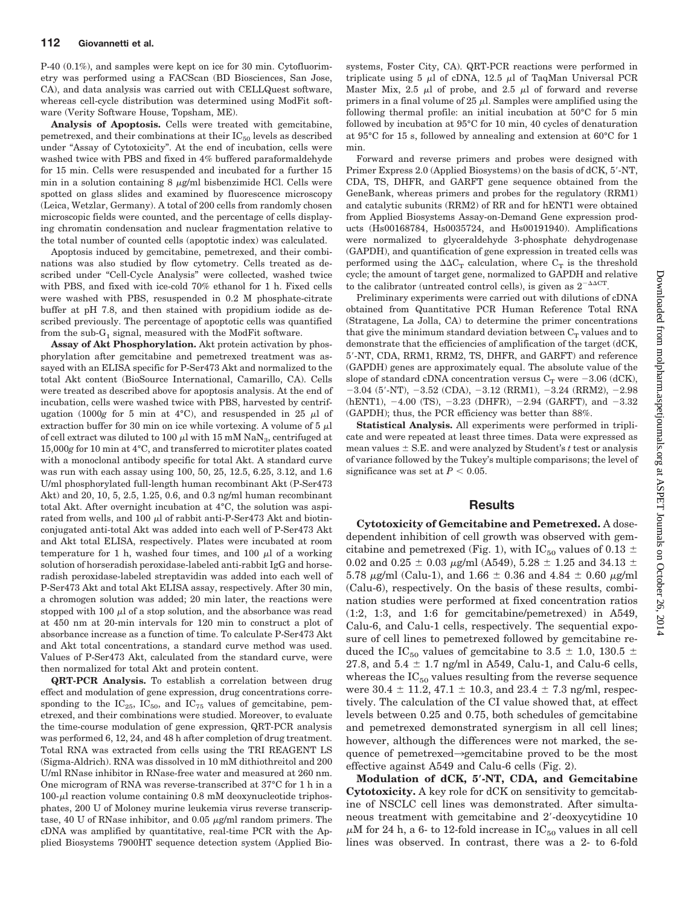P-40 (0.1%), and samples were kept on ice for 30 min. Cytofluorimetry was performed using a FACScan (BD Biosciences, San Jose, CA), and data analysis was carried out with CELLQuest software, whereas cell-cycle distribution was determined using ModFit software (Verity Software House, Topsham, ME).

**Analysis of Apoptosis.** Cells were treated with gemcitabine, pemetrexed, and their combinations at their $IC_{50}$ levels as described under "Assay of Cytotoxicity". At the end of incubation, cells were washed twice with PBS and fixed in 4% buffered paraformaldehyde for 15 min. Cells were resuspended and incubated for a further 15 min in a solution containing 8 $\mu$g/ml bisbenzimide HCl. Cells were spotted on glass slides and examined by fluorescence microscopy (Leica, Wetzlar, Germany). A total of 200 cells from randomly chosen microscopic fields were counted, and the percentage of cells displaying chromatin condensation and nuclear fragmentation relative to the total number of counted cells (apoptotic index) was calculated.

Apoptosis induced by gemcitabine, pemetrexed, and their combinations was also studied by flow cytometry. Cells treated as described under "Cell-Cycle Analysis" were collected, washed twice with PBS, and fixed with ice-cold 70% ethanol for 1 h. Fixed cells were washed with PBS, resuspended in 0.2 M phosphate-citrate buffer at pH 7.8, and then stained with propidium iodide as described previously. The percentage of apoptotic cells was quantified from the sub-$G_1$ signal, measured with the ModFit software.

**Assay of Akt Phosphorylation.** Akt protein activation by phosphorylation after gemcitabine and pemetrexed treatment was assayed with an ELISA specific for P-Ser473 Akt and normalized to the total Akt content (BioSource International, Camarillo, CA). Cells were treated as described above for apoptosis analysis. At the end of incubation, cells were washed twice with PBS, harvested by centrifugation (1000$g$ for 5 min at 4°C), and resuspended in 25 $\mu$l of extraction buffer for 30 min on ice while vortexing. A volume of 5 $\mu$l of cell extract was diluted to 100 $\mu$l with 15 mM $NaN_3$, centrifuged at 15,000$g$ for 10 min at 4°C, and transferred to microtiter plates coated with a monoclonal antibody specific for total Akt. A standard curve was run with each assay using 100, 50, 25, 12.5, 6.25, 3.12, and 1.6 U/ml phosphorylated full-length human recombinant Akt (P-Ser473 Akt) and 20, 10, 5, 2.5, 1.25, 0.6, and 0.3 ng/ml human recombinant total Akt. After overnight incubation at 4°C, the solution was aspirated from wells, and 100 $\mu$l of rabbit anti-P-Ser473 Akt and biotin-conjugated anti-total Akt was added into each well of P-Ser473 Akt and Akt total ELISA, respectively. Plates were incubated at room temperature for 1 h, washed four times, and 100 $\mu$l of a working solution of horseradish peroxidase-labeled anti-rabbit IgG and horseradish peroxidase-labeled streptavidin was added into each well of P-Ser473 Akt and total Akt ELISA assay, respectively. After 30 min, a chromogen solution was added; 20 min later, the reactions were stopped with 100 $\mu$l of a stop solution, and the absorbance was read at 450 nm at 20-min intervals for 120 min to construct a plot of absorbance increase as a function of time. To calculate P-Ser473 Akt and Akt total concentrations, a standard curve method was used. Values of P-Ser473 Akt, calculated from the standard curve, were then normalized for total Akt and protein content.

**QRT-PCR Analysis.** To establish a correlation between drug effect and modulation of gene expression, drug concentrations corresponding to the $IC_{25}$, $IC_{50}$, and $IC_{75}$ values of gemcitabine, pemetrexed, and their combinations were studied. Moreover, to evaluate the time-course modulation of gene expression, QRT-PCR analysis was performed 6, 12, 24, and 48 h after completion of drug treatment. Total RNA was extracted from cells using the TRI REAGENT LS (Sigma-Aldrich). RNA was dissolved in 10 mM dithiothreitol and 200 U/ml RNase inhibitor in RNase-free water and measured at 260 nm. One microgram of RNA was reverse-transcribed at 37°C for 1 h in a 100-$\mu$l reaction volume containing 0.8 mM deoxynucleotide triphosphates, 200 U of Moloney murine leukemia virus reverse transcriptase, 40 U of RNase inhibitor, and 0.05 $\mu$g/ml random primers. The cDNA was amplified by quantitative, real-time PCR with the Applied Biosystems 7900HT sequence detection system (Applied Biosystems, Foster City, CA). QRT-PCR reactions were performed in triplicate using 5 $\mu$l of cDNA, 12.5 $\mu$l of TaqMan Universal PCR Master Mix, 2.5 $\mu$l of probe, and 2.5 $\mu$l of forward and reverse primers in a final volume of 25 $\mu$l. Samples were amplified using the following thermal profile: an initial incubation at 50°C for 5 min followed by incubation at 95°C for 10 min, 40 cycles of denaturation at 95°C for 15 s, followed by annealing and extension at 60°C for 1 min.

Forward and reverse primers and probes were designed with Primer Express 2.0 (Applied Biosystems) on the basis of dCK, 5′-NT, CDA, TS, DHFR, and GARFT gene sequence obtained from the GeneBank, whereas primers and probes for the regulatory (RRM1) and catalytic subunits (RRM2) of RR and for hENT1 were obtained from Applied Biosystems Assay-on-Demand Gene expression products (Hs00168784, Hs0035724, and Hs00191940). Amplifications were normalized to glyceraldehyde 3-phosphate dehydrogenase (GAPDH), and quantification of gene expression in treated cells was performed using the $\Delta\Delta C_T$ calculation, where $C_T$ is the threshold cycle; the amount of target gene, normalized to GAPDH and relative to the calibrator (untreated control cells), is given as $2^{-\Delta\Delta CT}$.

Preliminary experiments were carried out with dilutions of cDNA obtained from Quantitative PCR Human Reference Total RNA (Stratagene, La Jolla, CA) to determine the primer concentrations that give the minimum standard deviation between $C_T$ values and to demonstrate that the efficiencies of amplification of the target (dCK, 5′-NT, CDA, RRM1, RRM2, TS, DHFR, and GARFT) and reference (GAPDH) genes are approximately equal. The absolute value of the slope of standard cDNA concentration versus $C_T$ were −3.06 (dCK), −3.04 (5′-NT), −3.52 (CDA), −3.12 (RRM1), −3.24 (RRM2), −2.98 (hENT1), −4.00 (TS), −3.23 (DHFR), −2.94 (GARFT), and −3.32 (GAPDH); thus, the PCR efficiency was better than 88%.

**Statistical Analysis.** All experiments were performed in triplicate and were repeated at least three times. Data were expressed as mean values ± S.E. and were analyzed by Student's $t$ test or analysis of variance followed by the Tukey's multiple comparisons; the level of significance was set at $P < 0.05$.

## Results

**Cytotoxicity of Gemcitabine and Pemetrexed.** A dose-dependent inhibition of cell growth was observed with gemcitabine and pemetrexed (Fig. 1), with $IC_{50}$ values of 0.13 ± 0.02 and 0.25 ± 0.03 $\mu$g/ml (A549), 5.28 ± 1.25 and 34.13 ± 5.78 $\mu$g/ml (Calu-1), and 1.66 ± 0.36 and 4.84 ± 0.60 $\mu$g/ml (Calu-6), respectively. On the basis of these results, combination studies were performed at fixed concentration ratios (1:2, 1:3, and 1:6 for gemcitabine/pemetrexed) in A549, Calu-6, and Calu-1 cells, respectively. The sequential exposure of cell lines to pemetrexed followed by gemcitabine reduced the $IC_{50}$ values of gemcitabine to 3.5 ± 1.0, 130.5 ± 27.8, and 5.4 ± 1.7 ng/ml in A549, Calu-1, and Calu-6 cells, whereas the $IC_{50}$ values resulting from the reverse sequence were 30.4 ± 11.2, 47.1 ± 10.3, and 23.4 ± 7.3 ng/ml, respectively. The calculation of the CI value showed that, at effect levels between 0.25 and 0.75, both schedules of gemcitabine and pemetrexed demonstrated synergism in all cell lines; however, although the differences were not marked, the sequence of pemetrexed→gemcitabine proved to be the most effective against A549 and Calu-6 cells (Fig. 2).

**Modulation of dCK, 5′-NT, CDA, and Gemcitabine Cytotoxicity.** A key role for dCK on sensitivity to gemcitabine of NSCLC cell lines was demonstrated. After simultaneous treatment with gemcitabine and 2′-deoxycytidine 10 $\mu$M for 24 h, a 6- to 12-fold increase in $IC_{50}$ values in all cell lines was observed. In contrast, there was a 2- to 6-fold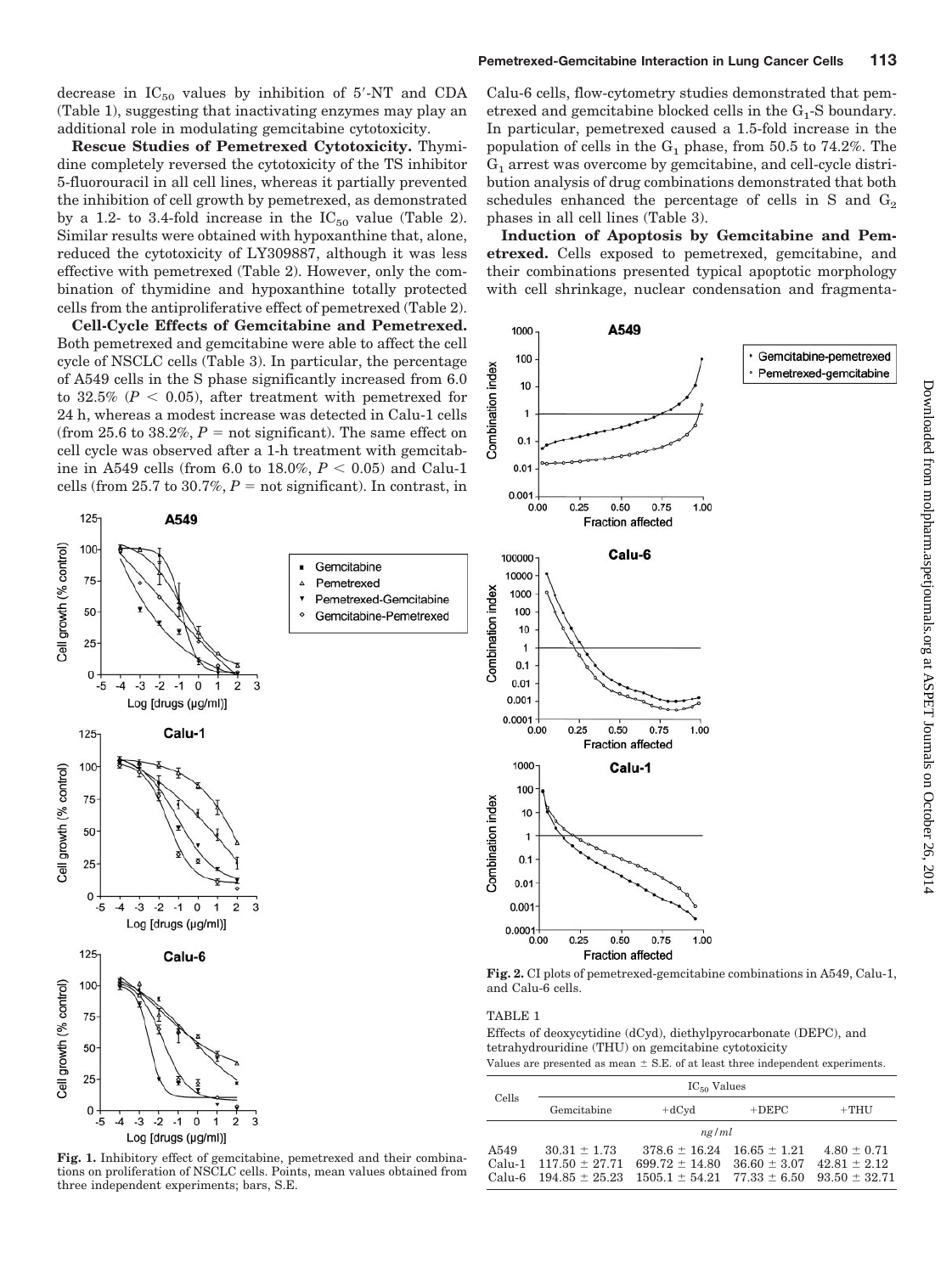decrease in $IC_{50}$ values by inhibition of 5′-NT and CDA (Table 1), suggesting that inactivating enzymes may play an additional role in modulating gemcitabine cytotoxicity.

**Rescue Studies of Pemetrexed Cytotoxicity.** Thymidine completely reversed the cytotoxicity of the TS inhibitor 5-fluorouracil in all cell lines, whereas it partially prevented the inhibition of cell growth by pemetrexed, as demonstrated by a 1.2- to 3.4-fold increase in the $IC_{50}$ value (Table 2). Similar results were obtained with hypoxanthine that, alone, reduced the cytotoxicity of LY309887, although it was less effective with pemetrexed (Table 2). However, only the combination of thymidine and hypoxanthine totally protected cells from the antiproliferative effect of pemetrexed (Table 2).

**Cell-Cycle Effects of Gemcitabine and Pemetrexed.** Both pemetrexed and gemcitabine were able to affect the cell cycle of NSCLC cells (Table 3). In particular, the percentage of A549 cells in the S phase significantly increased from 6.0 to 32.5% ($P < 0.05$), after treatment with pemetrexed for 24 h, whereas a modest increase was detected in Calu-1 cells (from 25.6 to 38.2%, $P$ = not significant). The same effect on cell cycle was observed after a 1-h treatment with gemcitabine in A549 cells (from 6.0 to 18.0%, $P < 0.05$) and Calu-1 cells (from 25.7 to 30.7%, $P$ = not significant). In contrast, in Calu-6 cells, flow-cytometry studies demonstrated that pemetrexed and gemcitabine blocked cells in the $G_1$-S boundary. In particular, pemetrexed caused a 1.5-fold increase in the population of cells in the $G_1$ phase, from 50.5 to 74.2%. The $G_1$ arrest was overcome by gemcitabine, and cell-cycle distribution analysis of drug combinations demonstrated that both schedules enhanced the percentage of cells in S and $G_2$ phases in all cell lines (Table 3).

**Induction of Apoptosis by Gemcitabine and Pemetrexed.** Cells exposed to pemetrexed, gemcitabine, and their combinations presented typical apoptotic morphology with cell shrinkage, nuclear condensation and fragmenta-

**Fig. 1.** Inhibitory effect of gemcitabine, pemetrexed and their combinations on proliferation of NSCLC cells. Points, mean values obtained from three independent experiments; bars, S.E.

**Fig. 2.** CI plots of pemetrexed-gemcitabine combinations in A549, Calu-1, and Calu-6 cells.

TABLE 1

Effects of deoxycytidine (dCyd), diethylpyrocarbonate (DEPC), and tetrahydrouridine (THU) on gemcitabine cytotoxicity

Values are presented as mean ± S.E. of at least three independent experiments.

| Cells | $IC_{50}$ Values | | | |
|---|---|---|---|---|
| | Gemcitabine | +dCyd | +DEPC | +THU |
| | *ng/ml* | | | |
| A549 | 30.31 ± 1.73 | 378.6 ± 16.24 | 16.65 ± 1.21 | 4.80 ± 0.71 |
| Calu-1 | 117.50 ± 27.71 | 699.72 ± 14.80 | 36.60 ± 3.07 | 42.81 ± 2.12 |
| Calu-6 | 194.85 ± 25.23 | 1505.1 ± 54.21 | 77.33 ± 6.50 | 93.50 ± 32.71 |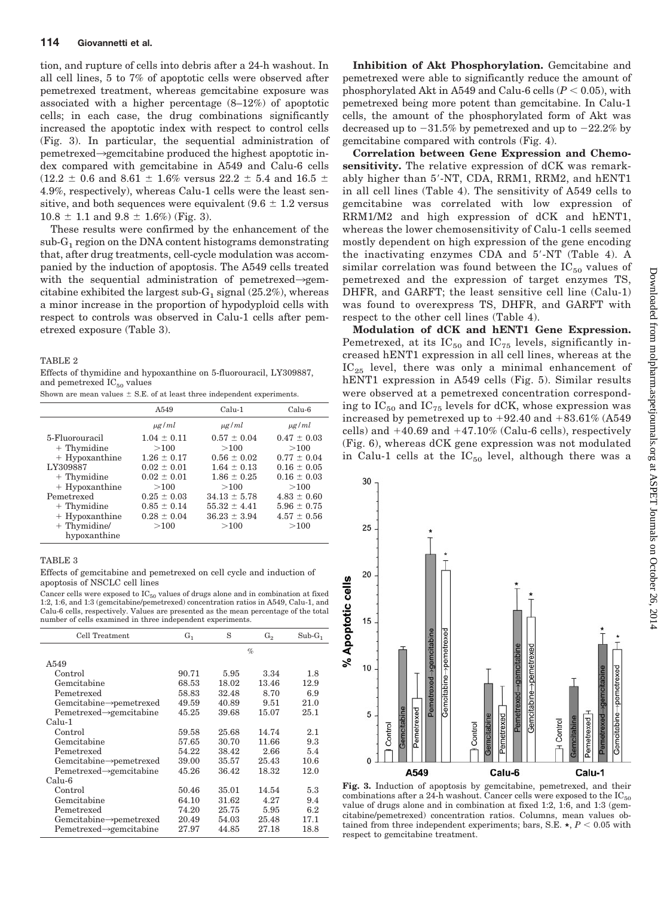tion, and rupture of cells into debris after a 24-h washout. In all cell lines, 5 to 7% of apoptotic cells were observed after pemetrexed treatment, whereas gemcitabine exposure was associated with a higher percentage (8–12%) of apoptotic cells; in each case, the drug combinations significantly increased the apoptotic index with respect to control cells (Fig. 3). In particular, the sequential administration of pemetrexed→gemcitabine produced the highest apoptotic index compared with gemcitabine in A549 and Calu-6 cells (12.2 ± 0.6 and 8.61 ± 1.6% versus 22.2 ± 5.4 and 16.5 ± 4.9%, respectively), whereas Calu-1 cells were the least sensitive, and both sequences were equivalent (9.6 ± 1.2 versus 10.8 ± 1.1 and 9.8 ± 1.6%) (Fig. 3).

These results were confirmed by the enhancement of the sub-$G_1$ region on the DNA content histograms demonstrating that, after drug treatments, cell-cycle modulation was accompanied by the induction of apoptosis. The A549 cells treated with the sequential administration of pemetrexed→gemcitabine exhibited the largest sub-$G_1$ signal (25.2%), whereas a minor increase in the proportion of hypodyploid cells with respect to controls was observed in Calu-1 cells after pemetrexed exposure (Table 3).

TABLE 2

Effects of thymidine and hypoxanthine on 5-fluorouracil, LY309887, and pemetrexed $IC_{50}$ values

Shown are mean values ± S.E. of at least three independent experiments.

| | A549 | Calu-1 | Calu-6 |
|---|---|---|---|
| | μg/ml | μg/ml | μg/ml |
| 5-Fluorouracil | 1.04 ± 0.11 | 0.57 ± 0.04 | 0.47 ± 0.03 |
| + Thymidine | >100 | >100 | >100 |
| + Hypoxanthine | 1.26 ± 0.17 | 0.56 ± 0.02 | 0.77 ± 0.04 |
| LY309887 | 0.02 ± 0.01 | 1.64 ± 0.13 | 0.16 ± 0.05 |
| + Thymidine | 0.02 ± 0.01 | 1.86 ± 0.25 | 0.16 ± 0.03 |
| + Hypoxanthine | >100 | >100 | >100 |
| Pemetrexed | 0.25 ± 0.03 | 34.13 ± 5.78 | 4.83 ± 0.60 |
| + Thymidine | 0.85 ± 0.14 | 55.32 ± 4.41 | 5.96 ± 0.75 |
| + Hypoxanthine | 0.28 ± 0.04 | 36.23 ± 3.94 | 4.57 ± 0.56 |
| + Thymidine/ hypoxanthine | >100 | >100 | >100 |

TABLE 3

Effects of gemcitabine and pemetrexed on cell cycle and induction of apoptosis of NSCLC cell lines

Cancer cells were exposed to $IC_{50}$ values of drugs alone and in combination at fixed 1:2, 1:6, and 1:3 (gemcitabine/pemetrexed) concentration ratios in A549, Calu-1, and Calu-6 cells, respectively. Values are presented as the mean percentage of the total number of cells examined in three independent experiments.

| Cell Treatment | $G_1$ | S | $G_2$ | Sub-$G_1$ |
|---|---|---|---|---|
| | % | | | |
| A549 | | | | |
| Control | 90.71 | 5.95 | 3.34 | 1.8 |
| Gemcitabine | 68.53 | 18.02 | 13.46 | 12.9 |
| Pemetrexed | 58.83 | 32.48 | 8.70 | 6.9 |
| Gemcitabine→pemetrexed | 49.59 | 40.89 | 9.51 | 21.0 |
| Pemetrexed→gemcitabine | 45.25 | 39.68 | 15.07 | 25.1 |
| Calu-1 | | | | |
| Control | 59.58 | 25.68 | 14.74 | 2.1 |
| Gemcitabine | 57.65 | 30.70 | 11.66 | 9.3 |
| Pemetrexed | 54.22 | 38.42 | 2.66 | 5.4 |
| Gemcitabine→pemetrexed | 39.00 | 35.57 | 25.43 | 10.6 |
| Pemetrexed→gemcitabine | 45.26 | 36.42 | 18.32 | 12.0 |
| Calu-6 | | | | |
| Control | 50.46 | 35.01 | 14.54 | 5.3 |
| Gemcitabine | 64.10 | 31.62 | 4.27 | 9.4 |
| Pemetrexed | 74.20 | 25.75 | 5.95 | 6.2 |
| Gemcitabine→pemetrexed | 20.49 | 54.03 | 25.48 | 17.1 |
| Pemetrexed→gemcitabine | 27.97 | 44.85 | 27.18 | 18.8 |

**Inhibition of Akt Phosphorylation.** Gemcitabine and pemetrexed were able to significantly reduce the amount of phosphorylated Akt in A549 and Calu-6 cells ($P < 0.05$), with pemetrexed being more potent than gemcitabine. In Calu-1 cells, the amount of the phosphorylated form of Akt was decreased up to −31.5% by pemetrexed and up to −22.2% by gemcitabine compared with controls (Fig. 4).

**Correlation between Gene Expression and Chemosensitivity.** The relative expression of dCK was remarkably higher than 5′-NT, CDA, RRM1, RRM2, and hENT1 in all cell lines (Table 4). The sensitivity of A549 cells to gemcitabine was correlated with low expression of RRM1/M2 and high expression of dCK and hENT1, whereas the lower chemosensitivity of Calu-1 cells seemed mostly dependent on high expression of the gene encoding the inactivating enzymes CDA and 5′-NT (Table 4). A similar correlation was found between the $IC_{50}$ values of pemetrexed and the expression of target enzymes TS, DHFR, and GARFT; the least sensitive cell line (Calu-1) was found to overexpress TS, DHFR, and GARFT with respect to the other cell lines (Table 4).

**Modulation of dCK and hENT1 Gene Expression.** Pemetrexed, at its $IC_{50}$ and $IC_{75}$ levels, significantly increased hENT1 expression in all cell lines, whereas at the $IC_{25}$ level, there was only a minimal enhancement of hENT1 expression in A549 cells (Fig. 5). Similar results were observed at a pemetrexed concentration corresponding to $IC_{50}$ and $IC_{75}$ levels for dCK, whose expression was increased by pemetrexed up to +92.40 and +83.61% (A549 cells) and +40.69 and +47.10% (Calu-6 cells), respectively (Fig. 6), whereas dCK gene expression was not modulated in Calu-1 cells at the $IC_{50}$ level, although there was a

**Fig. 3.** Induction of apoptosis by gemcitabine, pemetrexed, and their combinations after a 24-h washout. Cancer cells were exposed to the $IC_{50}$ value of drugs alone and in combination at fixed 1:2, 1:6, and 1:3 (gemcitabine/pemetrexed) concentration ratios. Columns, mean values obtained from three independent experiments; bars, S.E. ⋆, $P < 0.05$ with respect to gemcitabine treatment.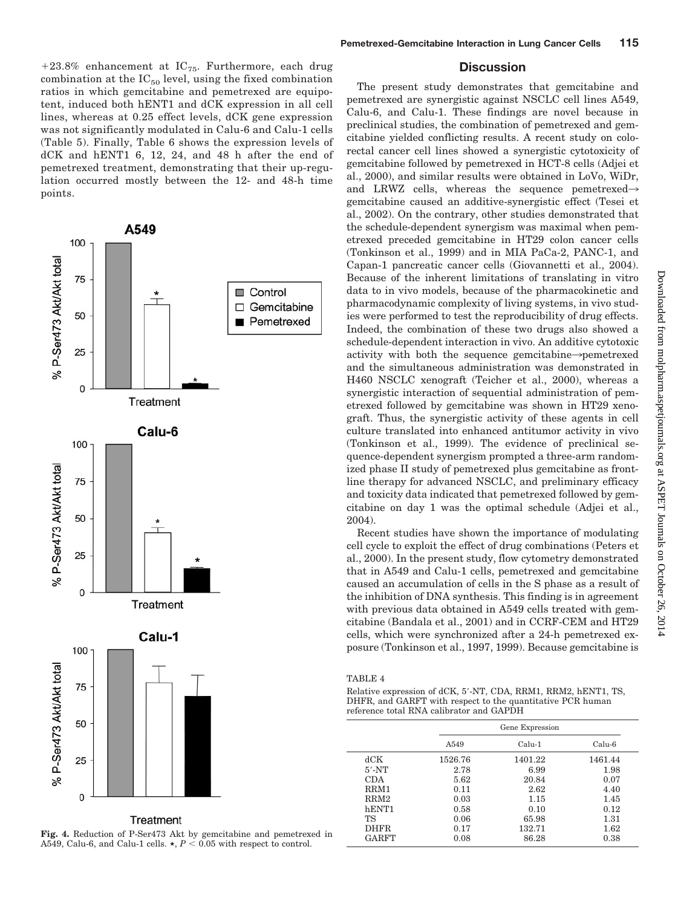+23.8% enhancement at $IC_{75}$. Furthermore, each drug combination at the $IC_{50}$ level, using the fixed combination ratios in which gemcitabine and pemetrexed are equipotent, induced both hENT1 and dCK expression in all cell lines, whereas at 0.25 effect levels, dCK gene expression was not significantly modulated in Calu-6 and Calu-1 cells (Table 5). Finally, Table 6 shows the expression levels of dCK and hENT1 6, 12, 24, and 48 h after the end of pemetrexed treatment, demonstrating that their up-regulation occurred mostly between the 12- and 48-h time points.

**Fig. 4.** Reduction of P-Ser473 Akt by gemcitabine and pemetrexed in A549, Calu-6, and Calu-1 cells. ⋆, $P < 0.05$ with respect to control.

## Discussion

The present study demonstrates that gemcitabine and pemetrexed are synergistic against NSCLC cell lines A549, Calu-6, and Calu-1. These findings are novel because in preclinical studies, the combination of pemetrexed and gemcitabine yielded conflicting results. A recent study on colorectal cancer cell lines showed a synergistic cytotoxicity of gemcitabine followed by pemetrexed in HCT-8 cells (Adjei et al., 2000), and similar results were obtained in LoVo, WiDr, and LRWZ cells, whereas the sequence pemetrexed→gemcitabine caused an additive-synergistic effect (Tesei et al., 2002). On the contrary, other studies demonstrated that the schedule-dependent synergism was maximal when pemetrexed preceded gemcitabine in HT29 colon cancer cells (Tonkinson et al., 1999) and in MIA PaCa-2, PANC-1, and Capan-1 pancreatic cancer cells (Giovannetti et al., 2004). Because of the inherent limitations of translating in vitro data to in vivo models, because of the pharmacokinetic and pharmacodynamic complexity of living systems, in vivo studies were performed to test the reproducibility of drug effects. Indeed, the combination of these two drugs also showed a schedule-dependent interaction in vivo. An additive cytotoxic activity with both the sequence gemcitabine→pemetrexed and the simultaneous administration was demonstrated in H460 NSCLC xenograft (Teicher et al., 2000), whereas a synergistic interaction of sequential administration of pemetrexed followed by gemcitabine was shown in HT29 xenograft. Thus, the synergistic activity of these agents in cell culture translated into enhanced antitumor activity in vivo (Tonkinson et al., 1999). The evidence of preclinical sequence-dependent synergism prompted a three-arm randomized phase II study of pemetrexed plus gemcitabine as frontline therapy for advanced NSCLC, and preliminary efficacy and toxicity data indicated that pemetrexed followed by gemcitabine on day 1 was the optimal schedule (Adjei et al., 2004).

Recent studies have shown the importance of modulating cell cycle to exploit the effect of drug combinations (Peters et al., 2000). In the present study, flow cytometry demonstrated that in A549 and Calu-1 cells, pemetrexed and gemcitabine caused an accumulation of cells in the S phase as a result of the inhibition of DNA synthesis. This finding is in agreement with previous data obtained in A549 cells treated with gemcitabine (Bandala et al., 2001) and in CCRF-CEM and HT29 cells, which were synchronized after a 24-h pemetrexed exposure (Tonkinson et al., 1997, 1999). Because gemcitabine is

TABLE 4
Relative expression of dCK, 5′-NT, CDA, RRM1, RRM2, hENT1, TS, DHFR, and GARFT with respect to the quantitative PCR human reference total RNA calibrator and GAPDH

| | Gene Expression | | |
|---|---|---|---|
| | A549 | Calu-1 | Calu-6 |
| dCK | 1526.76 | 1401.22 | 1461.44 |
| 5′-NT | 2.78 | 6.99 | 1.98 |
| CDA | 5.62 | 20.84 | 0.07 |
| RRM1 | 0.11 | 2.62 | 4.40 |
| RRM2 | 0.03 | 1.15 | 1.45 |
| hENT1 | 0.58 | 0.10 | 0.12 |
| TS | 0.06 | 65.98 | 1.31 |
| DHFR | 0.17 | 132.71 | 1.62 |
| GARFT | 0.08 | 86.28 | 0.38 |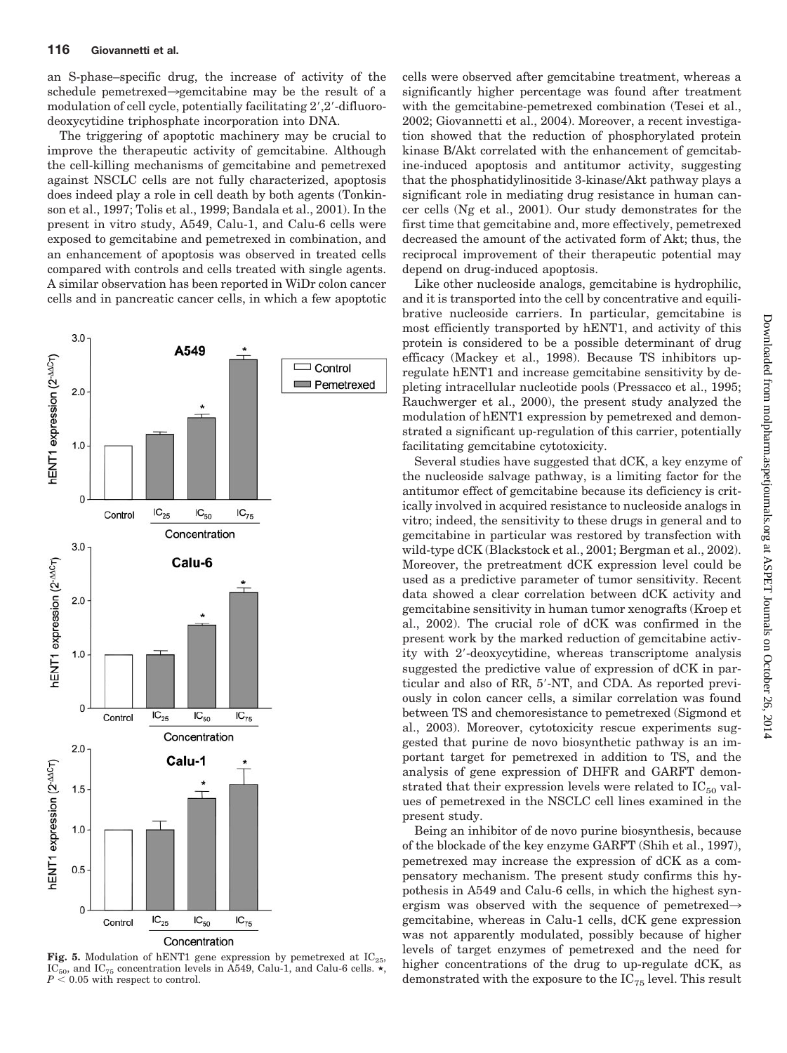an S-phase–specific drug, the increase of activity of the schedule pemetrexed→gemcitabine may be the result of a modulation of cell cycle, potentially facilitating 2′,2′-difluorodeoxycytidine triphosphate incorporation into DNA.

The triggering of apoptotic machinery may be crucial to improve the therapeutic activity of gemcitabine. Although the cell-killing mechanisms of gemcitabine and pemetrexed against NSCLC cells are not fully characterized, apoptosis does indeed play a role in cell death by both agents (Tonkinson et al., 1997; Tolis et al., 1999; Bandala et al., 2001). In the present in vitro study, A549, Calu-1, and Calu-6 cells were exposed to gemcitabine and pemetrexed in combination, and an enhancement of apoptosis was observed in treated cells compared with controls and cells treated with single agents. A similar observation has been reported in WiDr colon cancer cells and in pancreatic cancer cells, in which a few apoptotic cells were observed after gemcitabine treatment, whereas a significantly higher percentage was found after treatment with the gemcitabine-pemetrexed combination (Tesei et al., 2002; Giovannetti et al., 2004). Moreover, a recent investigation showed that the reduction of phosphorylated protein kinase B/Akt correlated with the enhancement of gemcitabine-induced apoptosis and antitumor activity, suggesting that the phosphatidylinositide 3-kinase/Akt pathway plays a significant role in mediating drug resistance in human cancer cells (Ng et al., 2001). Our study demonstrates for the first time that gemcitabine and, more effectively, pemetrexed decreased the amount of the activated form of Akt; thus, the reciprocal improvement of their therapeutic potential may depend on drug-induced apoptosis.

**Fig. 5.** Modulation of hENT1 gene expression by pemetrexed at $IC_{25}$, $IC_{50}$, and $IC_{75}$ concentration levels in A549, Calu-1, and Calu-6 cells. ⋆, $P < 0.05$ with respect to control.

Like other nucleoside analogs, gemcitabine is hydrophilic, and it is transported into the cell by concentrative and equilibrative nucleoside carriers. In particular, gemcitabine is most efficiently transported by hENT1, and activity of this protein is considered to be a possible determinant of drug efficacy (Mackey et al., 1998). Because TS inhibitors upregulate hENT1 and increase gemcitabine sensitivity by depleting intracellular nucleotide pools (Pressacco et al., 1995; Rauchwerger et al., 2000), the present study analyzed the modulation of hENT1 expression by pemetrexed and demonstrated a significant up-regulation of this carrier, potentially facilitating gemcitabine cytotoxicity.

Several studies have suggested that dCK, a key enzyme of the nucleoside salvage pathway, is a limiting factor for the antitumor effect of gemcitabine because its deficiency is critically involved in acquired resistance to nucleoside analogs in vitro; indeed, the sensitivity to these drugs in general and to gemcitabine in particular was restored by transfection with wild-type dCK (Blackstock et al., 2001; Bergman et al., 2002). Moreover, the pretreatment dCK expression level could be used as a predictive parameter of tumor sensitivity. Recent data showed a clear correlation between dCK activity and gemcitabine sensitivity in human tumor xenografts (Kroep et al., 2002). The crucial role of dCK was confirmed in the present work by the marked reduction of gemcitabine activity with 2′-deoxycytidine, whereas transcriptome analysis suggested the predictive value of expression of dCK in particular and also of RR, 5′-NT, and CDA. As reported previously in colon cancer cells, a similar correlation was found between TS and chemoresistance to pemetrexed (Sigmond et al., 2003). Moreover, cytotoxicity rescue experiments suggested that purine de novo biosynthetic pathway is an important target for pemetrexed in addition to TS, and the analysis of gene expression of DHFR and GARFT demonstrated that their expression levels were related to $IC_{50}$ values of pemetrexed in the NSCLC cell lines examined in the present study.

Being an inhibitor of de novo purine biosynthesis, because of the blockade of the key enzyme GARFT (Shih et al., 1997), pemetrexed may increase the expression of dCK as a compensatory mechanism. The present study confirms this hypothesis in A549 and Calu-6 cells, in which the highest synergism was observed with the sequence of pemetrexed→gemcitabine, whereas in Calu-1 cells, dCK gene expression was not apparently modulated, possibly because of higher levels of target enzymes of pemetrexed and the need for higher concentrations of the drug to up-regulate dCK, as demonstrated with the exposure to the $IC_{75}$ level. This result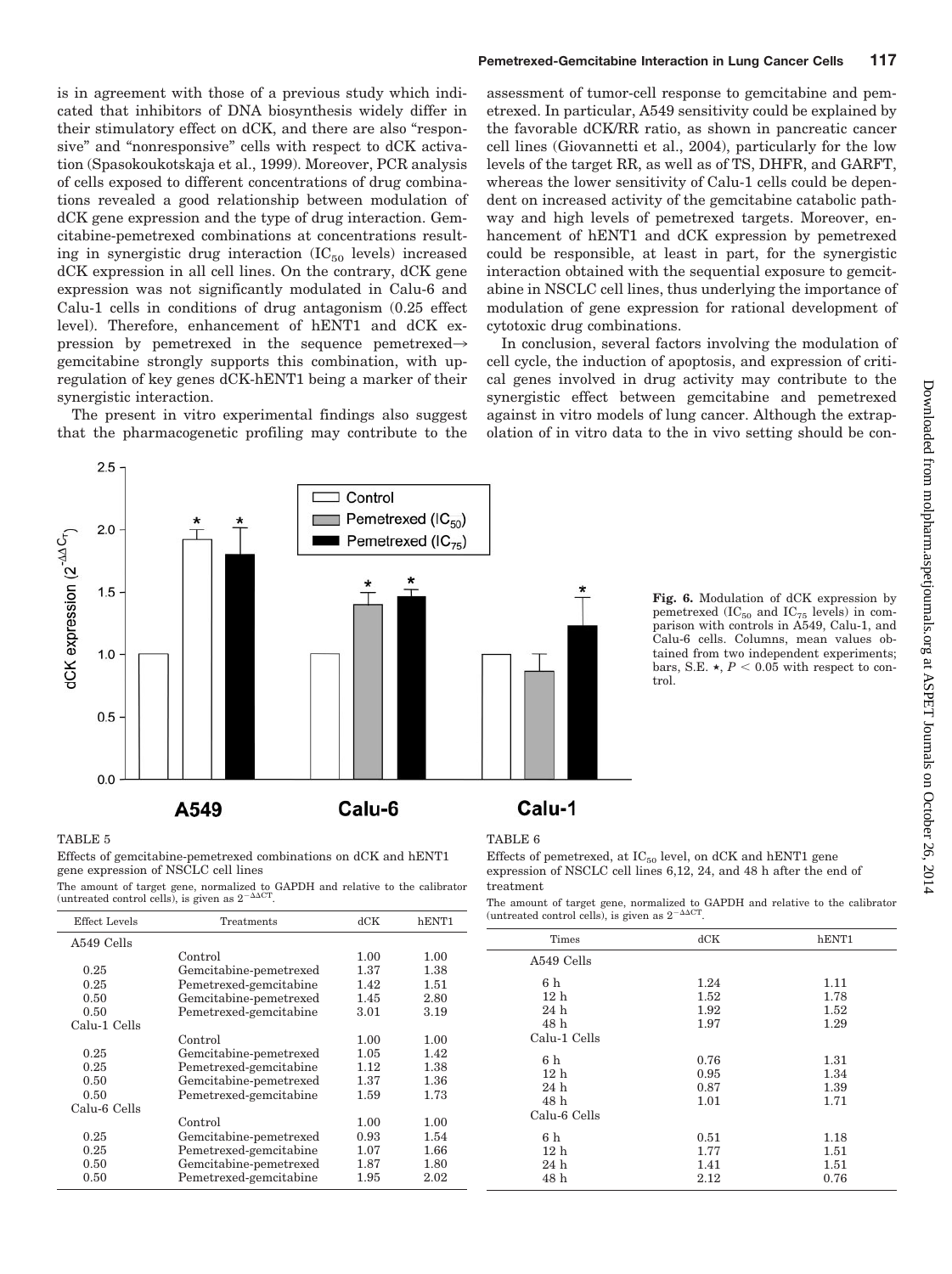is in agreement with those of a previous study which indicated that inhibitors of DNA biosynthesis widely differ in their stimulatory effect on dCK, and there are also "responsive" and "nonresponsive" cells with respect to dCK activation (Spasokoukotskaja et al., 1999). Moreover, PCR analysis of cells exposed to different concentrations of drug combinations revealed a good relationship between modulation of dCK gene expression and the type of drug interaction. Gemcitabine-pemetrexed combinations at concentrations resulting in synergistic drug interaction ($IC_{50}$ levels) increased dCK expression in all cell lines. On the contrary, dCK gene expression was not significantly modulated in Calu-6 and Calu-1 cells in conditions of drug antagonism (0.25 effect level). Therefore, enhancement of hENT1 and dCK expression by pemetrexed in the sequence pemetrexed→gemcitabine strongly supports this combination, with up-regulation of key genes dCK-hENT1 being a marker of their synergistic interaction.

The present in vitro experimental findings also suggest that the pharmacogenetic profiling may contribute to the assessment of tumor-cell response to gemcitabine and pemetrexed. In particular, A549 sensitivity could be explained by the favorable dCK/RR ratio, as shown in pancreatic cancer cell lines (Giovannetti et al., 2004), particularly for the low levels of the target RR, as well as of TS, DHFR, and GARFT, whereas the lower sensitivity of Calu-1 cells could be dependent on increased activity of the gemcitabine catabolic pathway and high levels of pemetrexed targets. Moreover, enhancement of hENT1 and dCK expression by pemetrexed could be responsible, at least in part, for the synergistic interaction obtained with the sequential exposure to gemcitabine in NSCLC cell lines, thus underlying the importance of modulation of gene expression for rational development of cytotoxic drug combinations.

In conclusion, several factors involving the modulation of cell cycle, the induction of apoptosis, and expression of critical genes involved in drug activity may contribute to the synergistic effect between gemcitabine and pemetrexed against in vitro models of lung cancer. Although the extrapolation of in vitro data to the in vivo setting should be con-

**Fig. 6.** Modulation of dCK expression by pemetrexed ($IC_{50}$ and $IC_{75}$ levels) in comparison with controls in A549, Calu-1, and Calu-6 cells. Columns, mean values obtained from two independent experiments; bars, S.E. ⋆, $P < 0.05$ with respect to control.

TABLE 5

Effects of gemcitabine-pemetrexed combinations on dCK and hENT1 gene expression of NSCLC cell lines

The amount of target gene, normalized to GAPDH and relative to the calibrator (untreated control cells), is given as $2^{-\Delta\Delta CT}$.

| Effect Levels | Treatments | dCK | hENT1 |
|---|---|---|---|
| A549 Cells | | | |
| | Control | 1.00 | 1.00 |
| 0.25 | Gemcitabine-pemetrexed | 1.37 | 1.38 |
| 0.25 | Pemetrexed-gemcitabine | 1.42 | 1.51 |
| 0.50 | Gemcitabine-pemetrexed | 1.45 | 2.80 |
| 0.50 | Pemetrexed-gemcitabine | 3.01 | 3.19 |
| Calu-1 Cells | | | |
| | Control | 1.00 | 1.00 |
| 0.25 | Gemcitabine-pemetrexed | 1.05 | 1.42 |
| 0.25 | Pemetrexed-gemcitabine | 1.12 | 1.38 |
| 0.50 | Gemcitabine-pemetrexed | 1.37 | 1.36 |
| 0.50 | Pemetrexed-gemcitabine | 1.59 | 1.73 |
| Calu-6 Cells | | | |
| | Control | 1.00 | 1.00 |
| 0.25 | Gemcitabine-pemetrexed | 0.93 | 1.54 |
| 0.25 | Pemetrexed-gemcitabine | 1.07 | 1.66 |
| 0.50 | Gemcitabine-pemetrexed | 1.87 | 1.80 |
| 0.50 | Pemetrexed-gemcitabine | 1.95 | 2.02 |

TABLE 6

Effects of pemetrexed, at $IC_{50}$ level, on dCK and hENT1 gene expression of NSCLC cell lines 6,12, 24, and 48 h after the end of treatment

The amount of target gene, normalized to GAPDH and relative to the calibrator (untreated control cells), is given as $2^{-\Delta\Delta CT}$.

| Times | dCK | hENT1 |
|---|---|---|
| A549 Cells | | |
| 6 h | 1.24 | 1.11 |
| 12 h | 1.52 | 1.78 |
| 24 h | 1.92 | 1.52 |
| 48 h | 1.97 | 1.29 |
| Calu-1 Cells | | |
| 6 h | 0.76 | 1.31 |
| 12 h | 0.95 | 1.34 |
| 24 h | 0.87 | 1.39 |
| 48 h | 1.01 | 1.71 |
| Calu-6 Cells | | |
| 6 h | 0.51 | 1.18 |
| 12 h | 1.77 | 1.51 |
| 24 h | 1.41 | 1.51 |
| 48 h | 2.12 | 0.76 |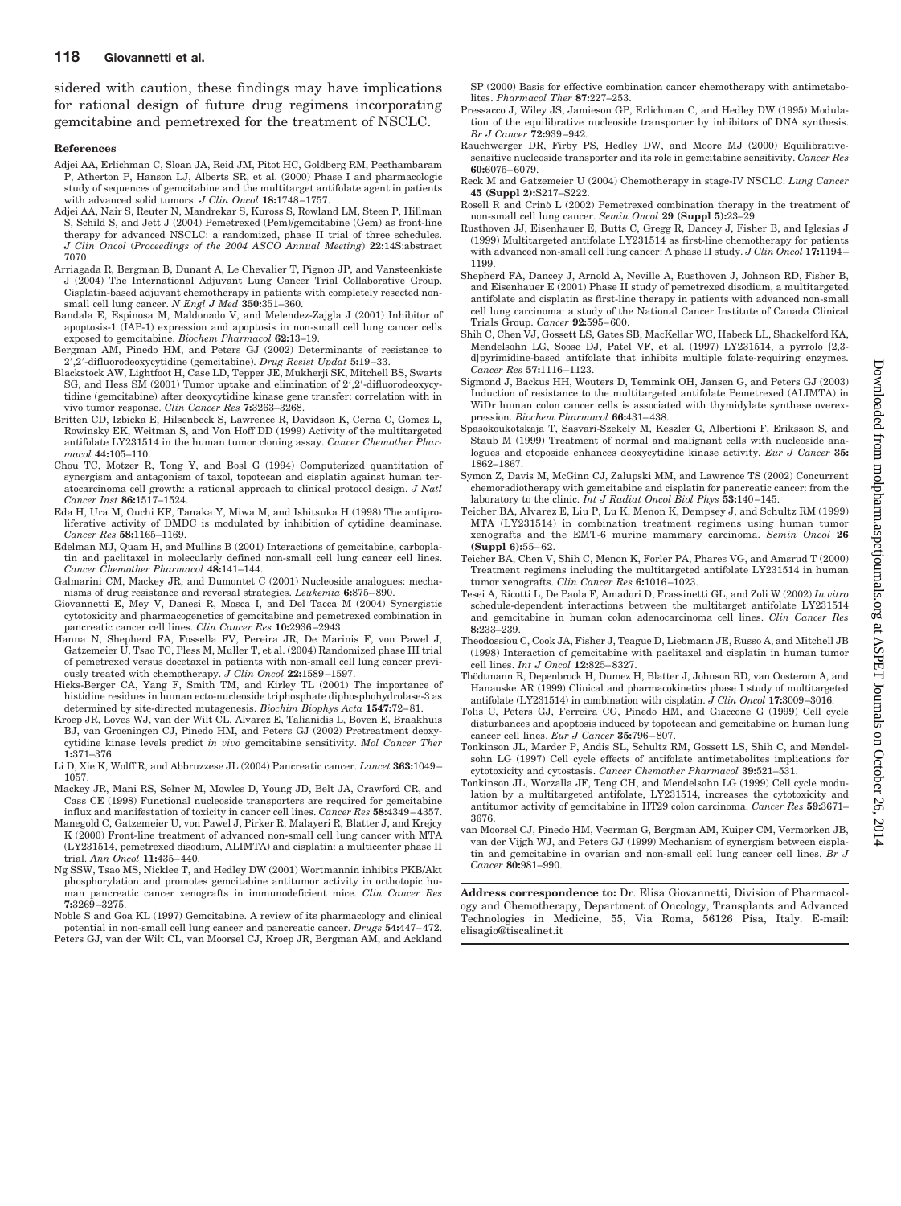sidered with caution, these findings may have implications for rational design of future drug regimens incorporating gemcitabine and pemetrexed for the treatment of NSCLC.

#### References

Adjei AA, Erlichman C, Sloan JA, Reid JM, Pitot HC, Goldberg RM, Peethambaram P, Atherton P, Hanson LJ, Alberts SR, et al. (2000) Phase I and pharmacologic study of sequences of gemcitabine and the multitarget antifolate agent in patients with advanced solid tumors. *J Clin Oncol* **18:**1748–1757.

Adjei AA, Nair S, Reuter N, Mandrekar S, Kuross S, Rowland LM, Steen P, Hillman S, Schild S, and Jett J (2004) Pemetrexed (Pem)/gemcitabine (Gem) as front-line therapy for advanced NSCLC: a randomized, phase II trial of three schedules. *J Clin Oncol* (*Proceedings of the 2004 ASCO Annual Meeting*) **22:**14S:abstract 7070.

Arriagada R, Bergman B, Dunant A, Le Chevalier T, Pignon JP, and Vansteenkiste J (2004) The International Adjuvant Lung Cancer Trial Collaborative Group. Cisplatin-based adjuvant chemotherapy in patients with completely resected non-small cell lung cancer. *N Engl J Med* **350:**351–360.

Bandala E, Espinosa M, Maldonado V, and Melendez-Zajgla J (2001) Inhibitor of apoptosis-1 (IAP-1) expression and apoptosis in non-small cell lung cancer cells exposed to gemcitabine. *Biochem Pharmacol* **62:**13–19.

Bergman AM, Pinedo HM, and Peters GJ (2002) Determinants of resistance to 2′,2′-difluorodeoxycytidine (gemcitabine). *Drug Resist Updat* **5:**19–33.

Blackstock AW, Lightfoot H, Case LD, Tepper JE, Mukherji SK, Mitchell BS, Swarts SG, and Hess SM (2001) Tumor uptake and elimination of 2′,2′-difluorodeoxycytidine (gemcitabine) after deoxycytidine kinase gene transfer: correlation with in vivo tumor response. *Clin Cancer Res* **7:**3263–3268.

Britten CD, Izbicka E, Hilsenbeck S, Lawrence R, Davidson K, Cerna C, Gomez L, Rowinsky EK, Weitman S, and Von Hoff DD (1999) Activity of the multitargeted antifolate LY231514 in the human tumor cloning assay. *Cancer Chemother Pharmacol* **44:**105–110.

Chou TC, Motzer R, Tong Y, and Bosl G (1994) Computerized quantitation of synergism and antagonism of taxol, topotecan and cisplatin against human teratocarcinoma cell growth: a rational approach to clinical protocol design. *J Natl Cancer Inst* **86:**1517–1524.

Eda H, Ura M, Ouchi KF, Tanaka Y, Miwa M, and Ishitsuka H (1998) The antiproliferative activity of DMDC is modulated by inhibition of cytidine deaminase. *Cancer Res* **58:**1165–1169.

Edelman MJ, Quam H, and Mullins B (2001) Interactions of gemcitabine, carboplatin and paclitaxel in molecularly defined non-small cell lung cancer cell lines. *Cancer Chemother Pharmacol* **48:**141–144.

Galmarini CM, Mackey JR, and Dumontet C (2001) Nucleoside analogues: mechanisms of drug resistance and reversal strategies. *Leukemia* **6:**875–890.

Giovannetti E, Mey V, Danesi R, Mosca I, and Del Tacca M (2004) Synergistic cytotoxicity and pharmacogenetics of gemcitabine and pemetrexed combination in pancreatic cancer cell lines. *Clin Cancer Res* **10:**2936–2943.

Hanna N, Shepherd FA, Fossella FV, Pereira JR, De Marinis F, von Pawel J, Gatzemeier U, Tsao TC, Pless M, Muller T, et al. (2004) Randomized phase III trial of pemetrexed versus docetaxel in patients with non-small cell lung cancer previously treated with chemotherapy. *J Clin Oncol* **22:**1589–1597.

Hicks-Berger CA, Yang F, Smith TM, and Kirley TL (2001) The importance of histidine residues in human ecto-nucleoside triphosphate diphosphohydrolase-3 as determined by site-directed mutagenesis. *Biochim Biophys Acta* **1547:**72–81.

Kroep JR, Loves WJ, van der Wilt CL, Alvarez E, Talianidis L, Boven E, Braakhuis BJ, van Groeningen CJ, Pinedo HM, and Peters GJ (2002) Pretreatment deoxycytidine kinase levels predict *in vivo* gemcitabine sensitivity. *Mol Cancer Ther* **1:**371–376.

Li D, Xie K, Wolff R, and Abbruzzese JL (2004) Pancreatic cancer. *Lancet* **363:**1049–1057.

Mackey JR, Mani RS, Selner M, Mowles D, Young JD, Belt JA, Crawford CR, and Cass CE (1998) Functional nucleoside transporters are required for gemcitabine influx and manifestation of toxicity in cancer cell lines. *Cancer Res* **58:**4349–4357.

Manegold C, Gatzemeier U, von Pawel J, Pirker R, Malayeri R, Blatter J, and Krejcy K (2000) Front-line treatment of advanced non-small cell lung cancer with MTA (LY231514, pemetrexed disodium, ALIMTA) and cisplatin: a multicenter phase II trial. *Ann Oncol* **11:**435–440.

Ng SSW, Tsao MS, Nicklee T, and Hedley DW (2001) Wortmannin inhibits PKB/Akt phosphorylation and promotes gemcitabine antitumor activity in orthotopic human pancreatic cancer xenografts in immunodeficient mice. *Clin Cancer Res* **7:**3269–3275.

Noble S and Goa KL (1997) Gemcitabine. A review of its pharmacology and clinical potential in non-small cell lung cancer and pancreatic cancer. *Drugs* **54:**447–472.

Peters GJ, van der Wilt CL, van Moorsel CJ, Kroep JR, Bergman AM, and Ackland SP (2000) Basis for effective combination cancer chemotherapy with antimetabolites. *Pharmacol Ther* **87:**227–253.

Pressacco J, Wiley JS, Jamieson GP, Erlichman C, and Hedley DW (1995) Modulation of the equilibrative nucleoside transporter by inhibitors of DNA synthesis. *Br J Cancer* **72:**939–942.

Rauchwerger DR, Firby PS, Hedley DW, and Moore MJ (2000) Equilibrative-sensitive nucleoside transporter and its role in gemcitabine sensitivity. *Cancer Res* **60:**6075–6079.

Reck M and Gatzemeier U (2004) Chemotherapy in stage-IV NSCLC. *Lung Cancer* **45 (Suppl 2):**S217–S222.

Rosell R and Crinò L (2002) Pemetrexed combination therapy in the treatment of non-small cell lung cancer. *Semin Oncol* **29 (Suppl 5):**23–29.

Rusthoven JJ, Eisenhauer E, Butts C, Gregg R, Dancey J, Fisher B, and Iglesias J (1999) Multitargeted antifolate LY231514 as first-line chemotherapy for patients with advanced non-small cell lung cancer: A phase II study. *J Clin Oncol* **17:**1194–1199.

Shepherd FA, Dancey J, Arnold A, Neville A, Rusthoven J, Johnson RD, Fisher B, and Eisenhauer E (2001) Phase II study of pemetrexed disodium, a multitargeted antifolate and cisplatin as first-line therapy in patients with advanced non-small cell lung carcinoma: a study of the National Cancer Institute of Canada Clinical Trials Group. *Cancer* **92:**595–600.

Shih C, Chen VJ, Gossett LS, Gates SB, MacKellar WC, Habeck LL, Shackelford KA, Mendelsohn LG, Soose DJ, Patel VF, et al. (1997) LY231514, a pyrrolo [2,3-d]pyrimidine-based antifolate that inhibits multiple folate-requiring enzymes. *Cancer Res* **57:**1116–1123.

Sigmond J, Backus HH, Wouters D, Temmink OH, Jansen G, and Peters GJ (2003) Induction of resistance to the multitargeted antifolate Pemetrexed (ALIMTA) in WiDr human colon cancer cells is associated with thymidylate synthase overexpression. *Biochem Pharmacol* **66:**431–438.

Spasokoukotskaja T, Sasvari-Szekely M, Keszler G, Albertioni F, Eriksson S, and Staub M (1999) Treatment of normal and malignant cells with nucleoside analogues and etoposide enhances deoxycytidine kinase activity. *Eur J Cancer* **35:**1862–1867.

Symon Z, Davis M, McGinn CJ, Zalupski MM, and Lawrence TS (2002) Concurrent chemoradiotherapy with gemcitabine and cisplatin for pancreatic cancer: from the laboratory to the clinic. *Int J Radiat Oncol Biol Phys* **53:**140–145.

Teicher BA, Alvarez E, Liu P, Lu K, Menon K, Dempsey J, and Schultz RM (1999) MTA (LY231514) in combination treatment regimens using human tumor xenografts and the EMT-6 murine mammary carcinoma. *Semin Oncol* **26 (Suppl 6):**55–62.

Teicher BA, Chen V, Shih C, Menon K, Forler PA, Phares VG, and Amsrud T (2000) Treatment regimens including the multitargeted antifolate LY231514 in human tumor xenografts. *Clin Cancer Res* **6:**1016–1023.

Tesei A, Ricotti L, De Paola F, Amadori D, Frassinetti GL, and Zoli W (2002) *In vitro* schedule-dependent interactions between the multitarget antifolate LY231514 and gemcitabine in human colon adenocarcinoma cell lines. *Clin Cancer Res* **8:**233–239.

Theodossiou C, Cook JA, Fisher J, Teague D, Liebmann JE, Russo A, and Mitchell JB (1998) Interaction of gemcitabine with paclitaxel and cisplatin in human tumor cell lines. *Int J Oncol* **12:**825–8327.

Thödtmann R, Depenbrock H, Dumez H, Blatter J, Johnson RD, van Oosterom A, and Hanauske AR (1999) Clinical and pharmacokinetics phase I study of multitargeted antifolate (LY231514) in combination with cisplatin. *J Clin Oncol* **17:**3009–3016.

Tolis C, Peters GJ, Ferreira CG, Pinedo HM, and Giaccone G (1999) Cell cycle disturbances and apoptosis induced by topotecan and gemcitabine on human lung cancer cell lines. *Eur J Cancer* **35:**796–807.

Tonkinson JL, Marder P, Andis SL, Schultz RM, Gossett LS, Shih C, and Mendelsohn LG (1997) Cell cycle effects of antifolate antimetabolites implications for cytotoxicity and cytostasis. *Cancer Chemother Pharmacol* **39:**521–531.

Tonkinson JL, Worzalla JF, Teng CH, and Mendelsohn LG (1999) Cell cycle modulation by a multitargeted antifolate, LY231514, increases the cytotoxicity and antitumor activity of gemcitabine in HT29 colon carcinoma. *Cancer Res* **59:**3671–3676.

van Moorsel CJ, Pinedo HM, Veerman G, Bergman AM, Kuiper CM, Vermorken JB, van der Vijgh WJ, and Peters GJ (1999) Mechanism of synergism between cisplatin and gemcitabine in ovarian and non-small cell lung cancer cell lines. *Br J Cancer* **80:**981–990.

**Address correspondence to:** Dr. Elisa Giovannetti, Division of Pharmacology and Chemotherapy, Department of Oncology, Transplants and Advanced Technologies in Medicine, 55, Via Roma, 56126 Pisa, Italy. E-mail: elisagio@tiscalinet.it